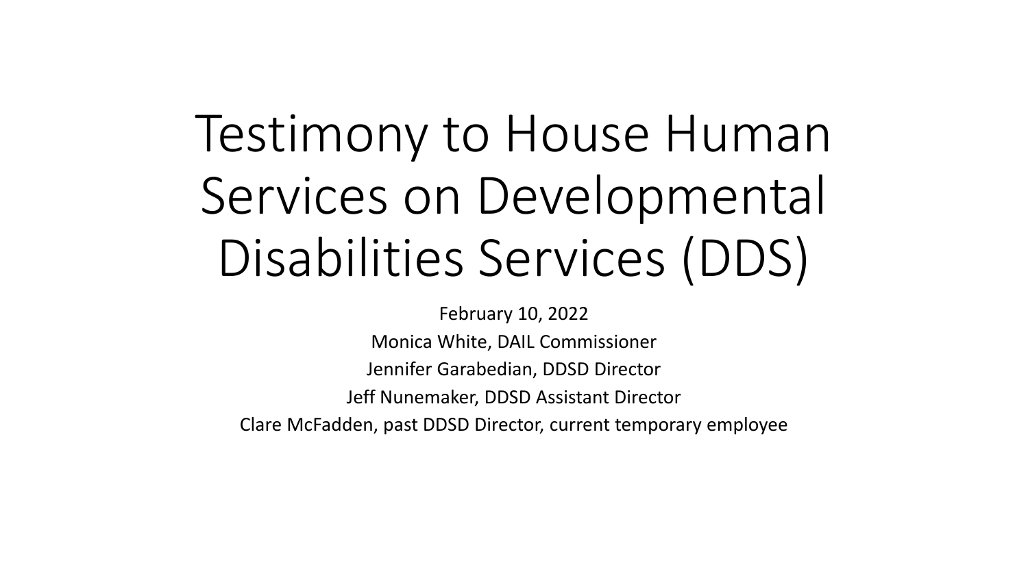# Testimony to House Human Services on Developmental Disabilities Services (DDS)

February 10, 2022

Monica White, DAIL Commissioner

Jennifer Garabedian, DDSD Director

Jeff Nunemaker, DDSD Assistant Director

Clare McFadden, past DDSD Director, current temporary employee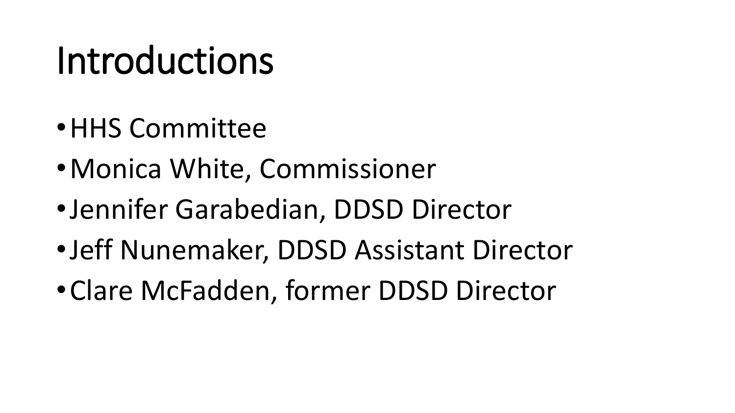# Introductions

- HHS Committee
- Monica White, Commissioner
- Jennifer Garabedian, DDSD Director
- Jeff Nunemaker, DDSD Assistant Director
- Clare McFadden, former DDSD Director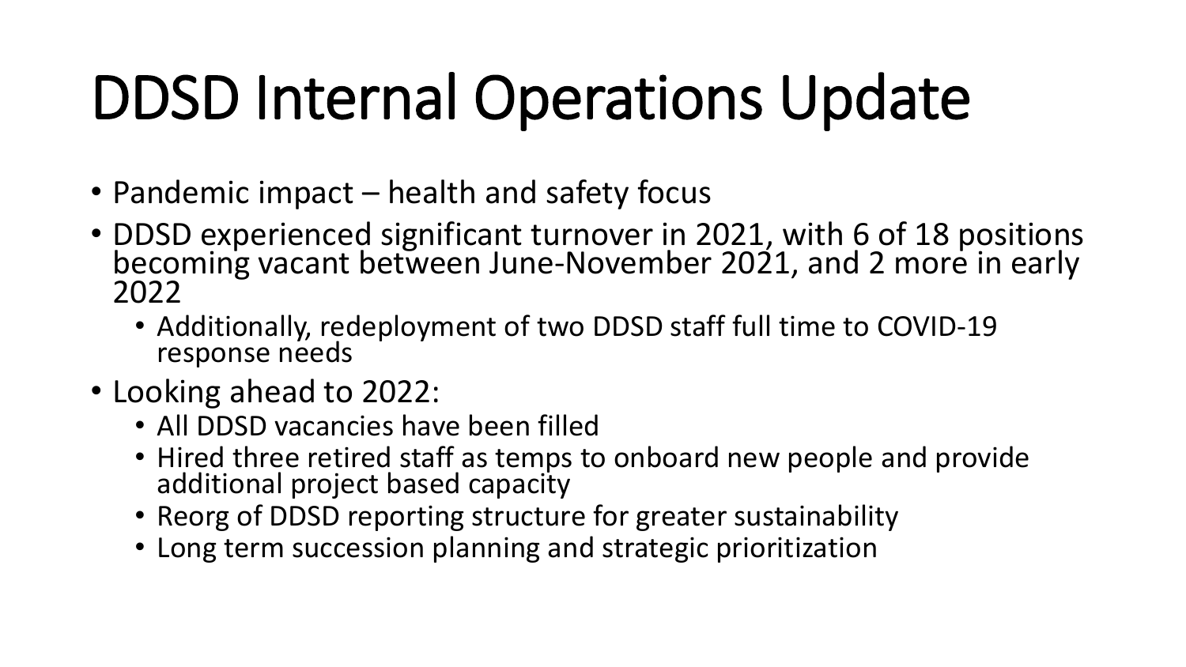# DDSD Internal Operations Update

- Pandemic impact – health and safety focus
- DDSD experienced significant turnover in 2021, with 6 of 18 positions becoming vacant between June-November 2021, and 2 more in early 2022
  - Additionally, redeployment of two DDSD staff full time to COVID-19 response needs
- Looking ahead to 2022:
  - All DDSD vacancies have been filled
  - Hired three retired staff as temps to onboard new people and provide additional project based capacity
  - Reorg of DDSD reporting structure for greater sustainability
  - Long term succession planning and strategic prioritization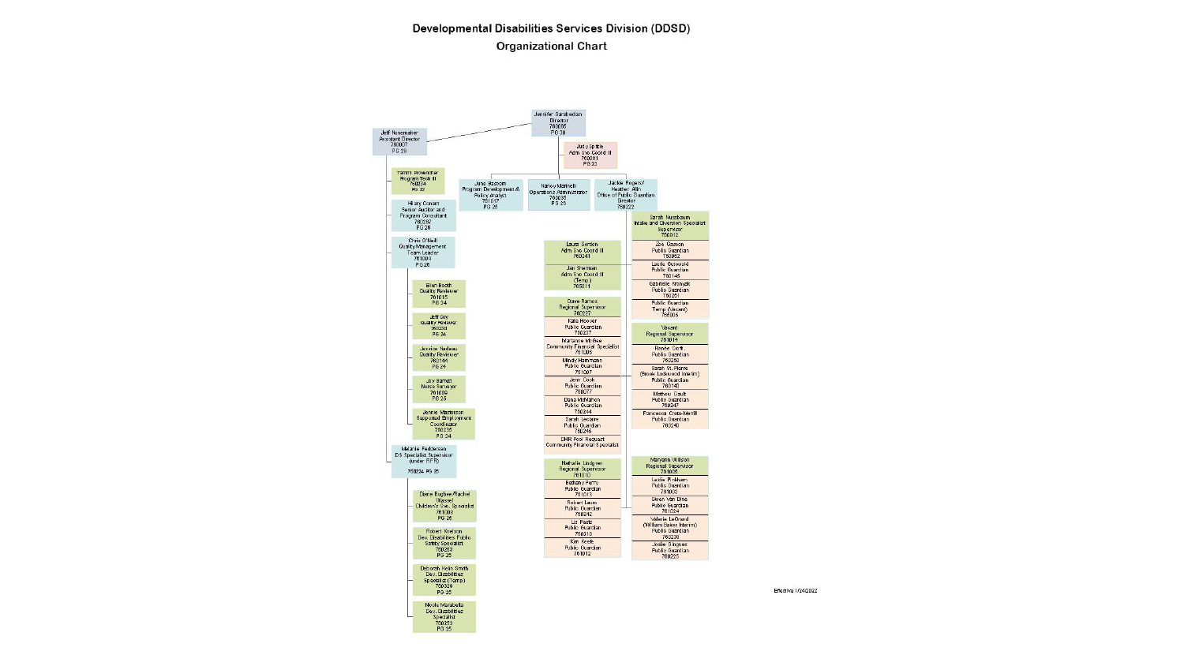# Developmental Disabilities Services Division (DDSD)

## Organizational Chart

**Jennifer Baraibedian**, Director, 760085, PG 30

- **Judy Spittle**, Adm. Svc Coord III, 760081, PG 23
- **Jeff Nunemaker**, Assistant Director, 760007, PG 29
  - Tammi Provencher, Program Tech III, 760234, PG 22
  - Hilary Conant, Senior Auditor and Program Consultant, 760297, PG 26
  - Chris O'Neill, Quality Management Team Leader, 761004, PG 26
    - Ellen Booth, Quality Reviewer, 761015, PG 24
    - Jeff Day, Quality Reviewer, 760239, PG 24
    - Jessica Nadeau, Quality Reviewer, 760144, PG 24
    - Joy Barnett, Nurse Surveyor, 761009, PG 25
    - Jennie Masterson, Supported Employment Coordinator, 760235, PG 24
  - Melanie Feddersen, DS Specialist Supervisor (under RFR), 760234, PG 26
    - Diane Bugbee/Rachel Wassell, Children's Svc. Specialist, 761000, PG 26
    - Robert Knelson, Dev. Disabilities Public Safety Specialist, 760289, PG 25
    - Deborah Klein Smith, Dev. Disabilities Specialist (Temp), 700329, PG 25
    - Nicole Marabella, Dev. Disabilities Specialist, 700223, PG 25
- **June Bascom**, Program Development & Policy Analyst, 761017, PG 25
- **Nancy Marinelli**, Operations Administrator, 760035, PG 28
- **Jackie Rogers/Heather Allin**, Office of Public Guardian Director, 760122
  - Laura Gordon, Adm. Svc Coord III, 760041
  - Jan Sherman, Adm. Svc Coord III (Temp), 763011
  - Dave Ramos, Regional Supervisor, 760227
    - Kate Hoover, Public Guardian, 760237
    - Marianne McGee, Community Financial Specialist, 761008
    - Mindy Hammann, Public Guardian, 761007
    - Jenn Cook, Public Guardian, 760077
    - Dana McMahon, Public Guardian, 760244
    - Sarah Leclaire, Public Guardian, 760246
    - DHR Pos. Request, Community Financial Specialist
  - Nathalie Lindgren, Regional Supervisor, 761010
    - Bethany Perry, Public Guardian, 761013
    - Robert Lauro, Public Guardian, 760242
    - Liz Poetz, Public Guardian, 760210
    - Kim Keefe, Public Guardian, 761012
  - Sarah Nussbaum, Intake and Diversion Specialist Supervisor, 760012
    - Zoe Gasson, Public Guardian, 760052
    - Laurie Griswold, Public Guardian, 760145
    - Gabrielle Nowyck, Public Guardian, 760251
    - Public Guardian, Temp (Vacant), 750006
  - Vacant, Regional Supervisor, 761014
    - Renée Clerk, Public Guardian, 760250
    - Sarah St. Pierre (Brook Lockwood Interim), Public Guardian, 760143
    - Mathew Gault, Public Guardian, 760247
    - Francesca Crota-Merrill, Public Guardian, 760243
  - Maryann Willson, Regional Supervisor, 761005
    - Leslie Pinkham, Public Guardian, 761003
    - Gwen Van Dine, Public Guardian, 761024
    - Valerie LeGrand (William Baker Interim), Public Guardian, 760238
    - Jessie Gingues, Public Guardian, 760225

Effective 1/24/2022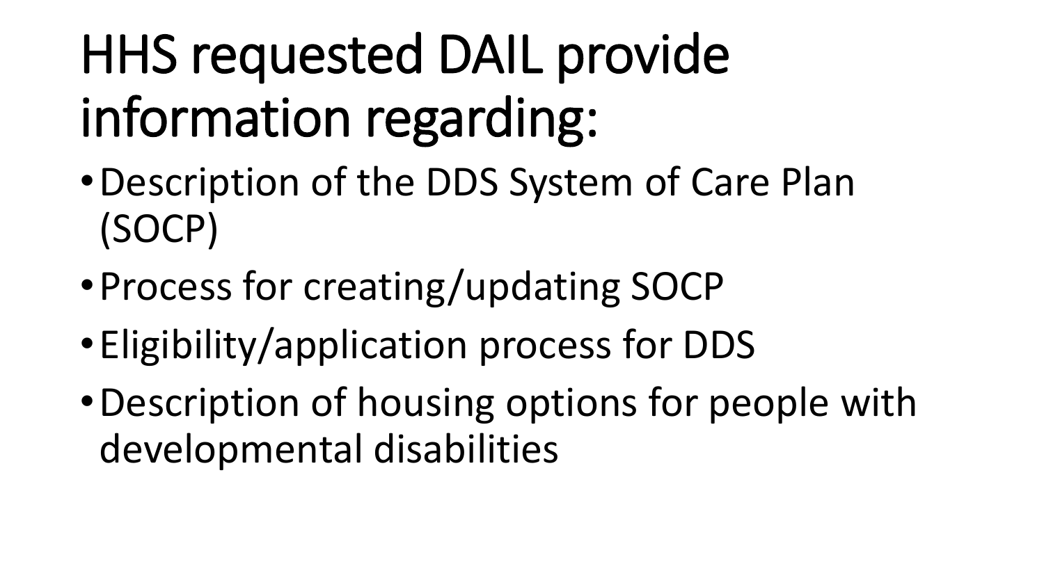# HHS requested DAIL provide information regarding:

- Description of the DDS System of Care Plan (SOCP)
- Process for creating/updating SOCP
- Eligibility/application process for DDS
- Description of housing options for people with developmental disabilities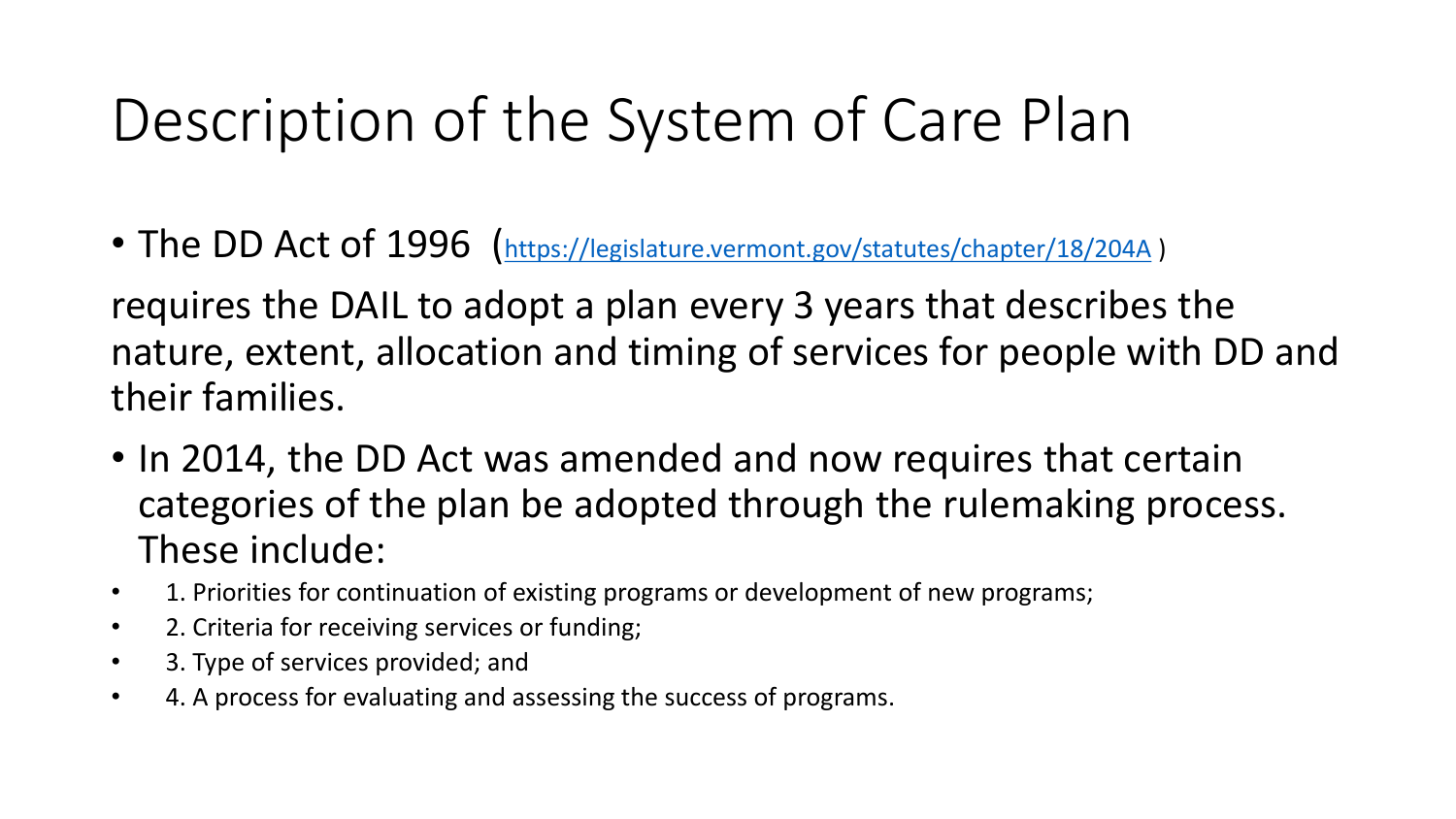# Description of the System of Care Plan

- The DD Act of 1996 (https://legislature.vermont.gov/statutes/chapter/18/204A )

requires the DAIL to adopt a plan every 3 years that describes the nature, extent, allocation and timing of services for people with DD and their families.

- In 2014, the DD Act was amended and now requires that certain categories of the plan be adopted through the rulemaking process. These include:
- 1. Priorities for continuation of existing programs or development of new programs;
- 2. Criteria for receiving services or funding;
- 3. Type of services provided; and
- 4. A process for evaluating and assessing the success of programs.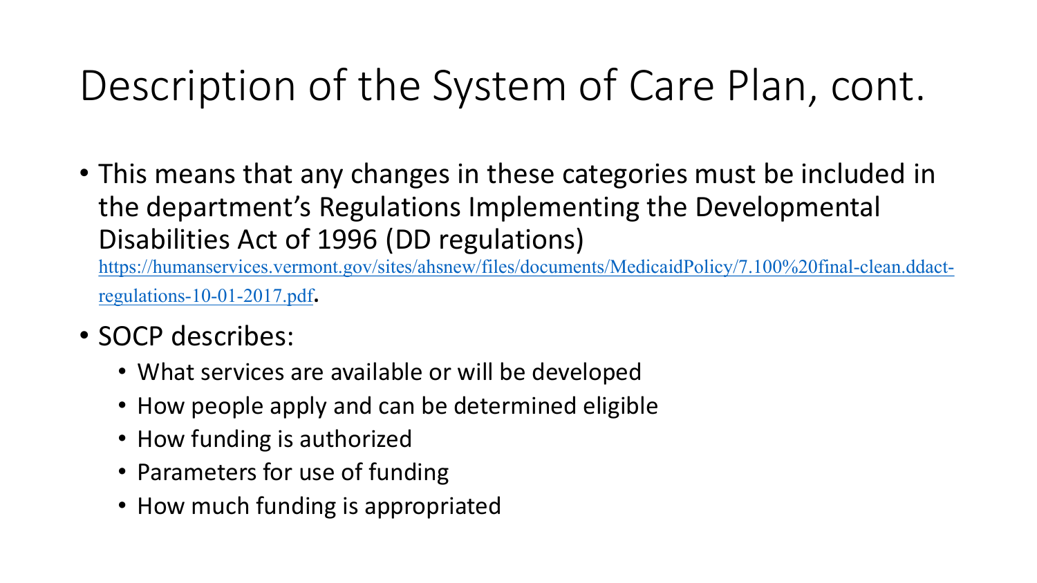# Description of the System of Care Plan, cont.

- This means that any changes in these categories must be included in the department's Regulations Implementing the Developmental Disabilities Act of 1996 (DD regulations) https://humanservices.vermont.gov/sites/ahsnew/files/documents/MedicaidPolicy/7.100%20final-clean.ddact-regulations-10-01-2017.pdf.
- SOCP describes:
  - What services are available or will be developed
  - How people apply and can be determined eligible
  - How funding is authorized
  - Parameters for use of funding
  - How much funding is appropriated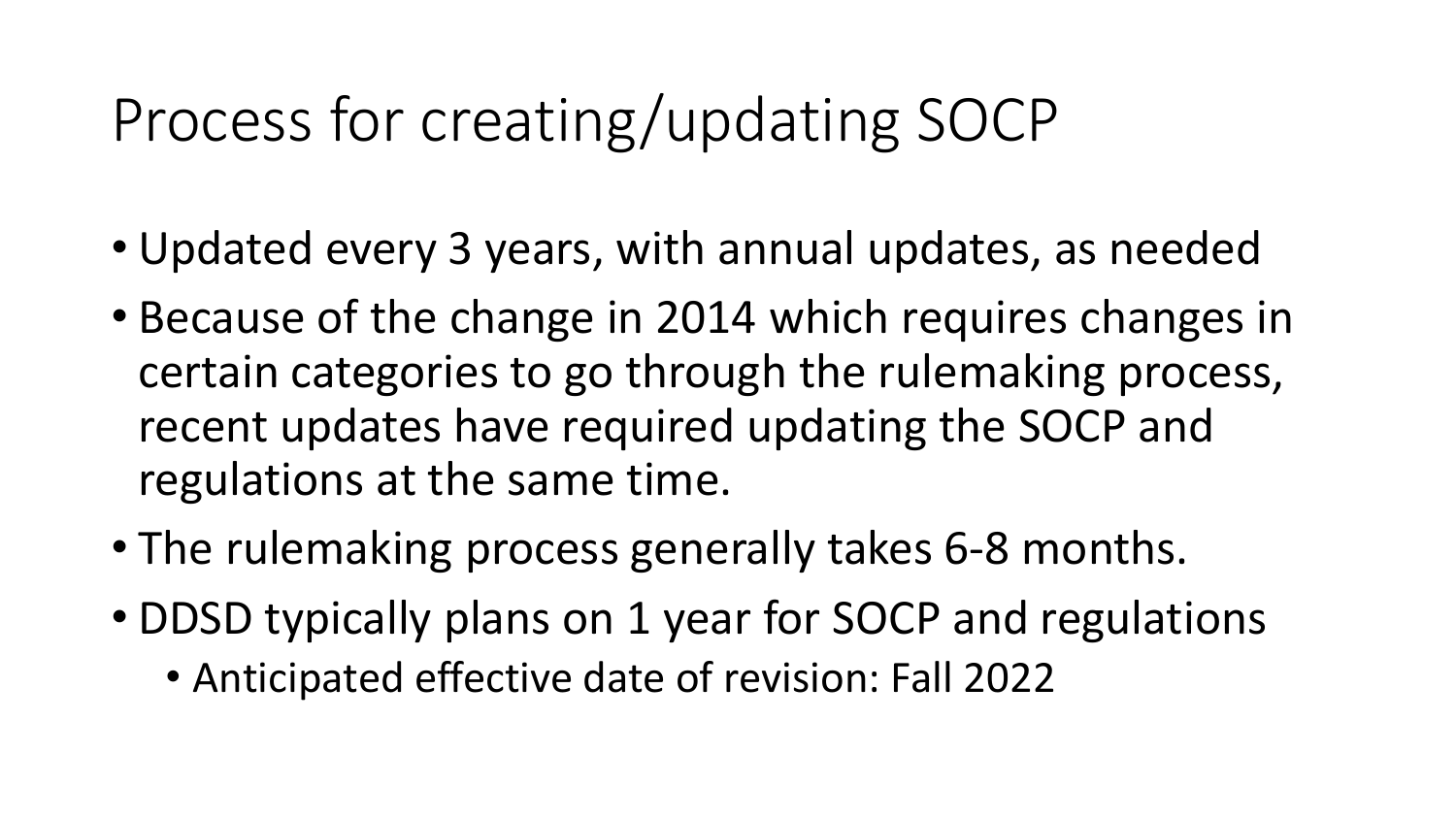# Process for creating/updating SOCP

- Updated every 3 years, with annual updates, as needed
- Because of the change in 2014 which requires changes in certain categories to go through the rulemaking process, recent updates have required updating the SOCP and regulations at the same time.
- The rulemaking process generally takes 6-8 months.
- DDSD typically plans on 1 year for SOCP and regulations
  - Anticipated effective date of revision: Fall 2022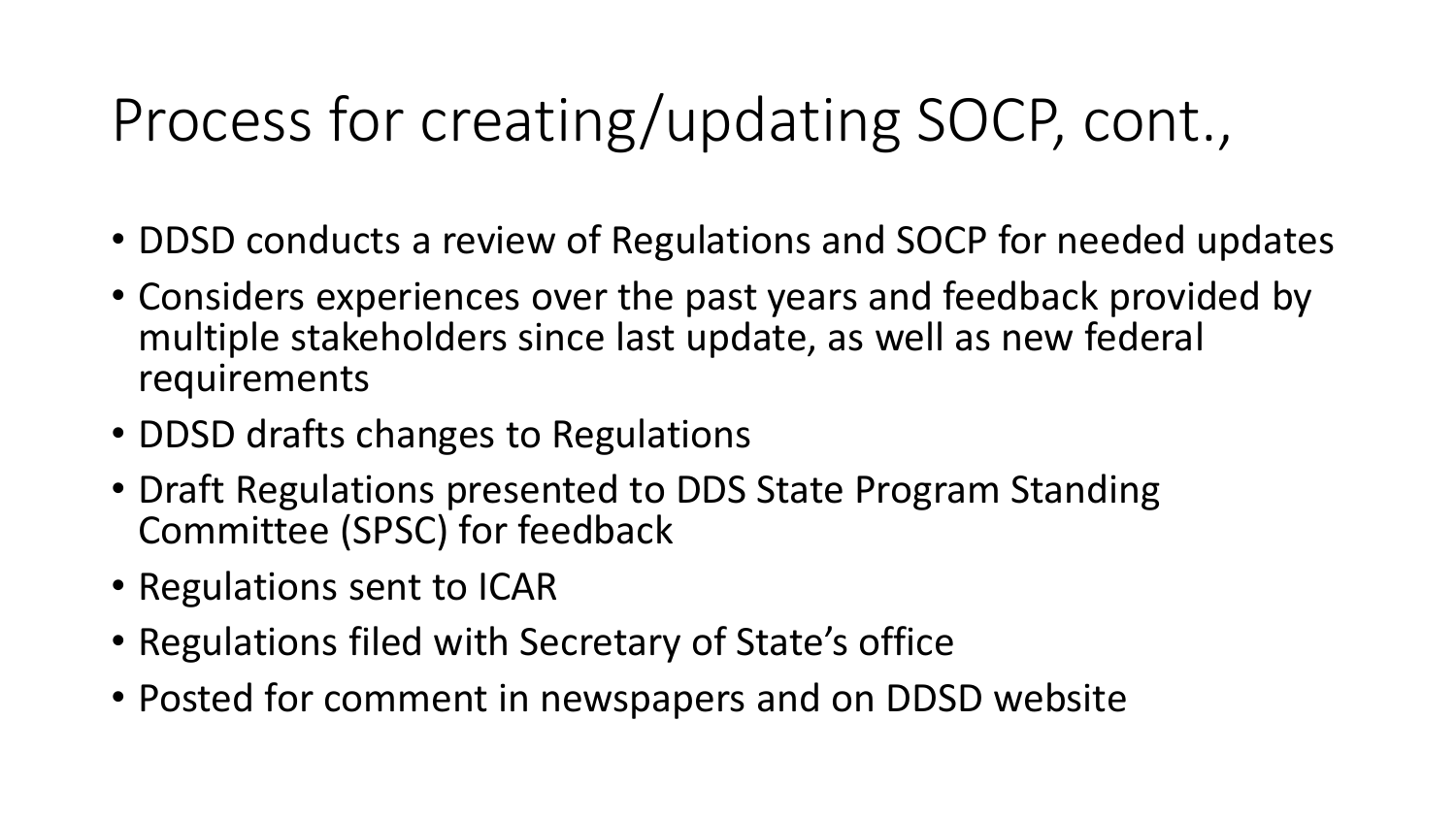# Process for creating/updating SOCP, cont.,

- DDSD conducts a review of Regulations and SOCP for needed updates
- Considers experiences over the past years and feedback provided by multiple stakeholders since last update, as well as new federal requirements
- DDSD drafts changes to Regulations
- Draft Regulations presented to DDS State Program Standing Committee (SPSC) for feedback
- Regulations sent to ICAR
- Regulations filed with Secretary of State's office
- Posted for comment in newspapers and on DDSD website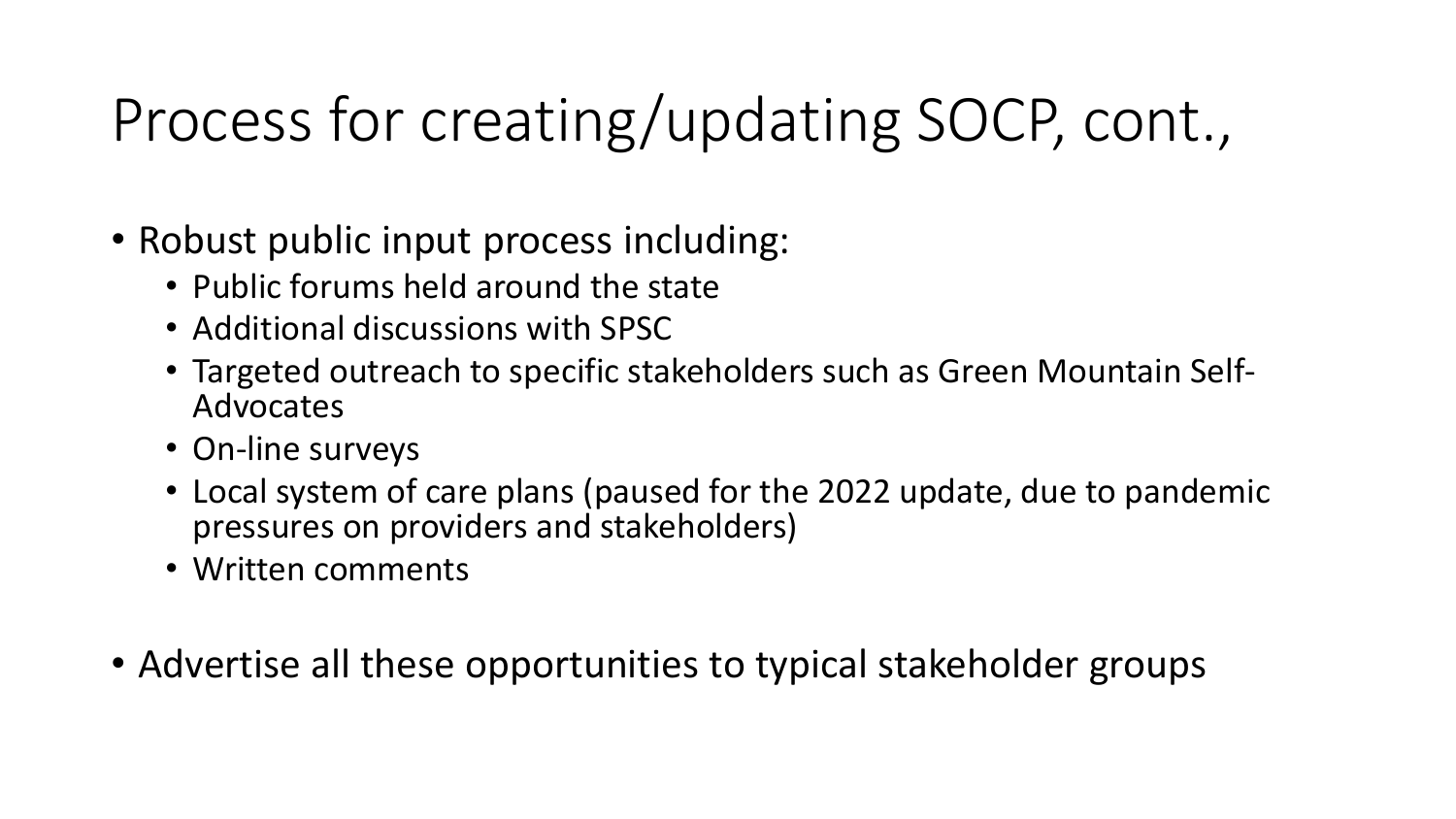# Process for creating/updating SOCP, cont.,

- Robust public input process including:
  - Public forums held around the state
  - Additional discussions with SPSC
  - Targeted outreach to specific stakeholders such as Green Mountain Self-Advocates
  - On-line surveys
  - Local system of care plans (paused for the 2022 update, due to pandemic pressures on providers and stakeholders)
  - Written comments
- Advertise all these opportunities to typical stakeholder groups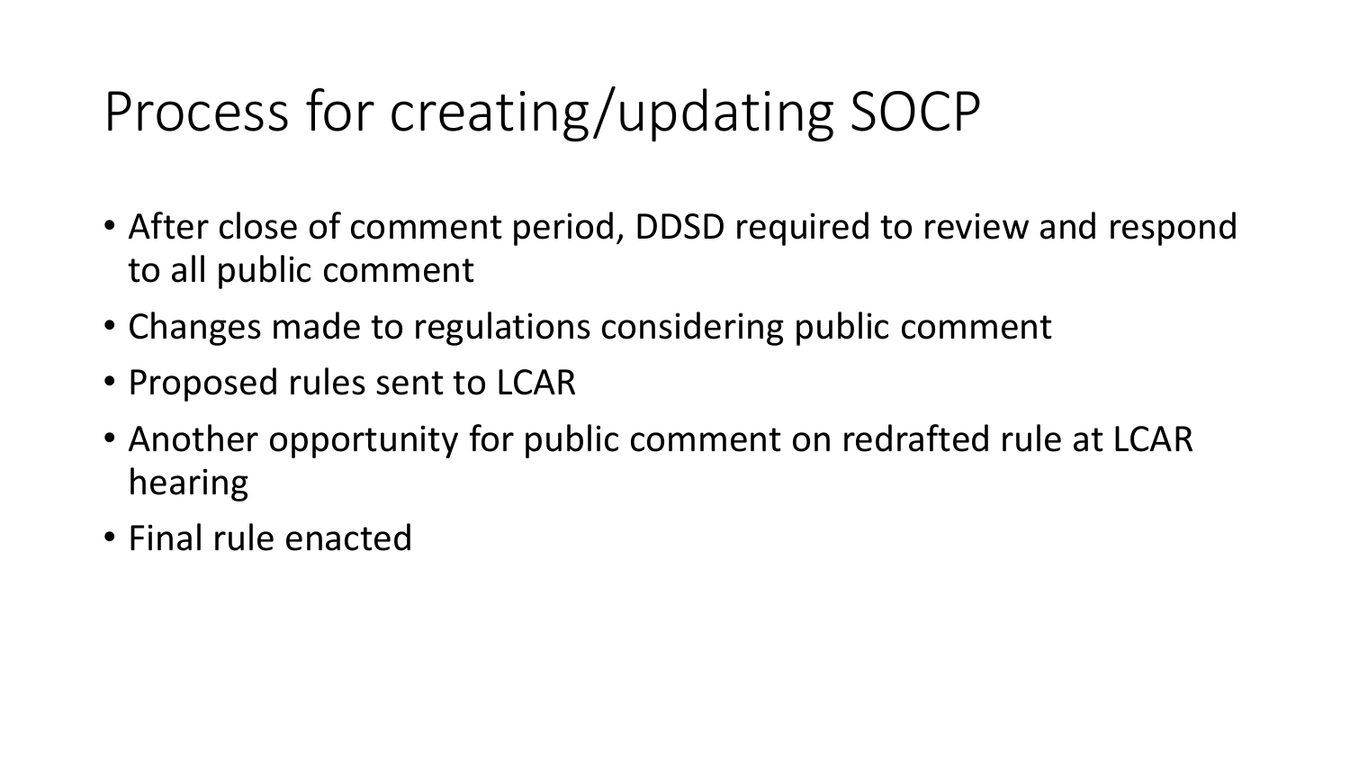# Process for creating/updating SOCP

- After close of comment period, DDSD required to review and respond to all public comment
- Changes made to regulations considering public comment
- Proposed rules sent to LCAR
- Another opportunity for public comment on redrafted rule at LCAR hearing
- Final rule enacted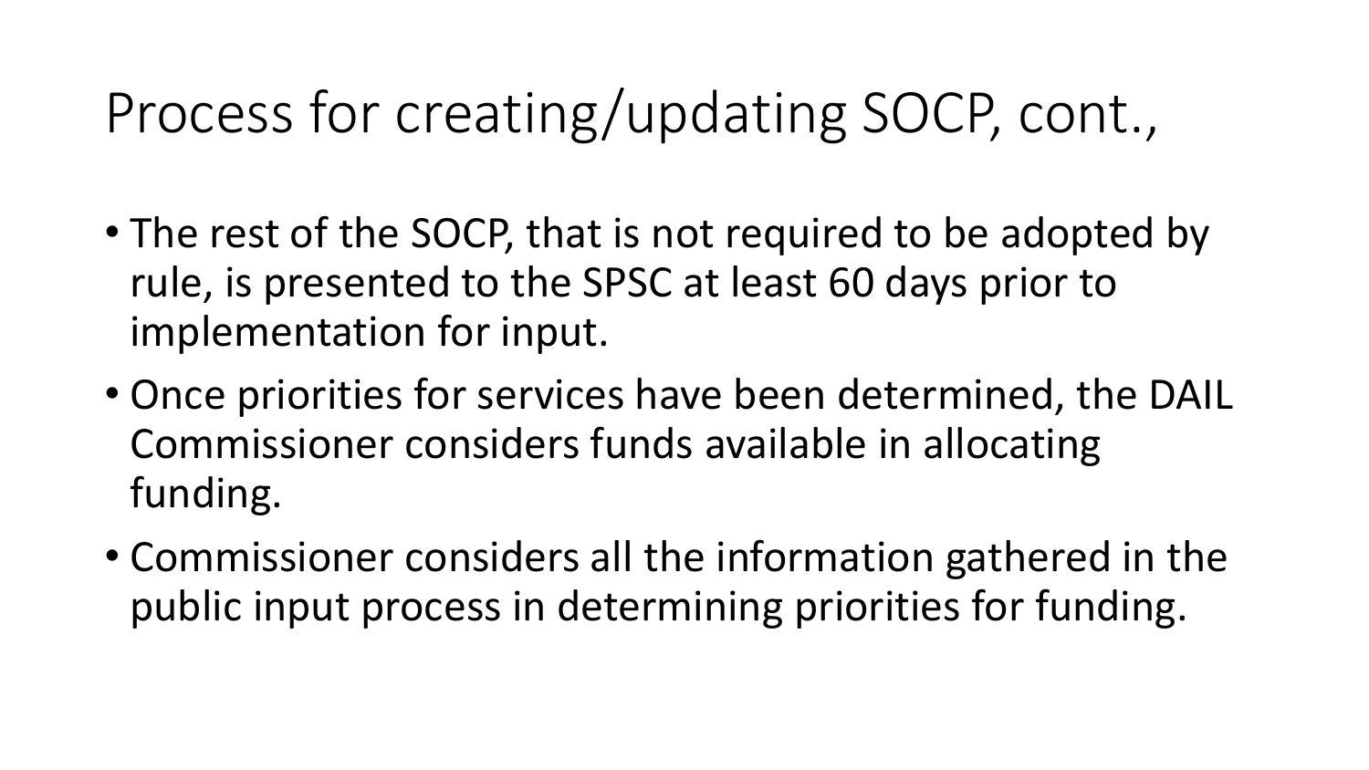# Process for creating/updating SOCP, cont.,

- The rest of the SOCP, that is not required to be adopted by rule, is presented to the SPSC at least 60 days prior to implementation for input.
- Once priorities for services have been determined, the DAIL Commissioner considers funds available in allocating funding.
- Commissioner considers all the information gathered in the public input process in determining priorities for funding.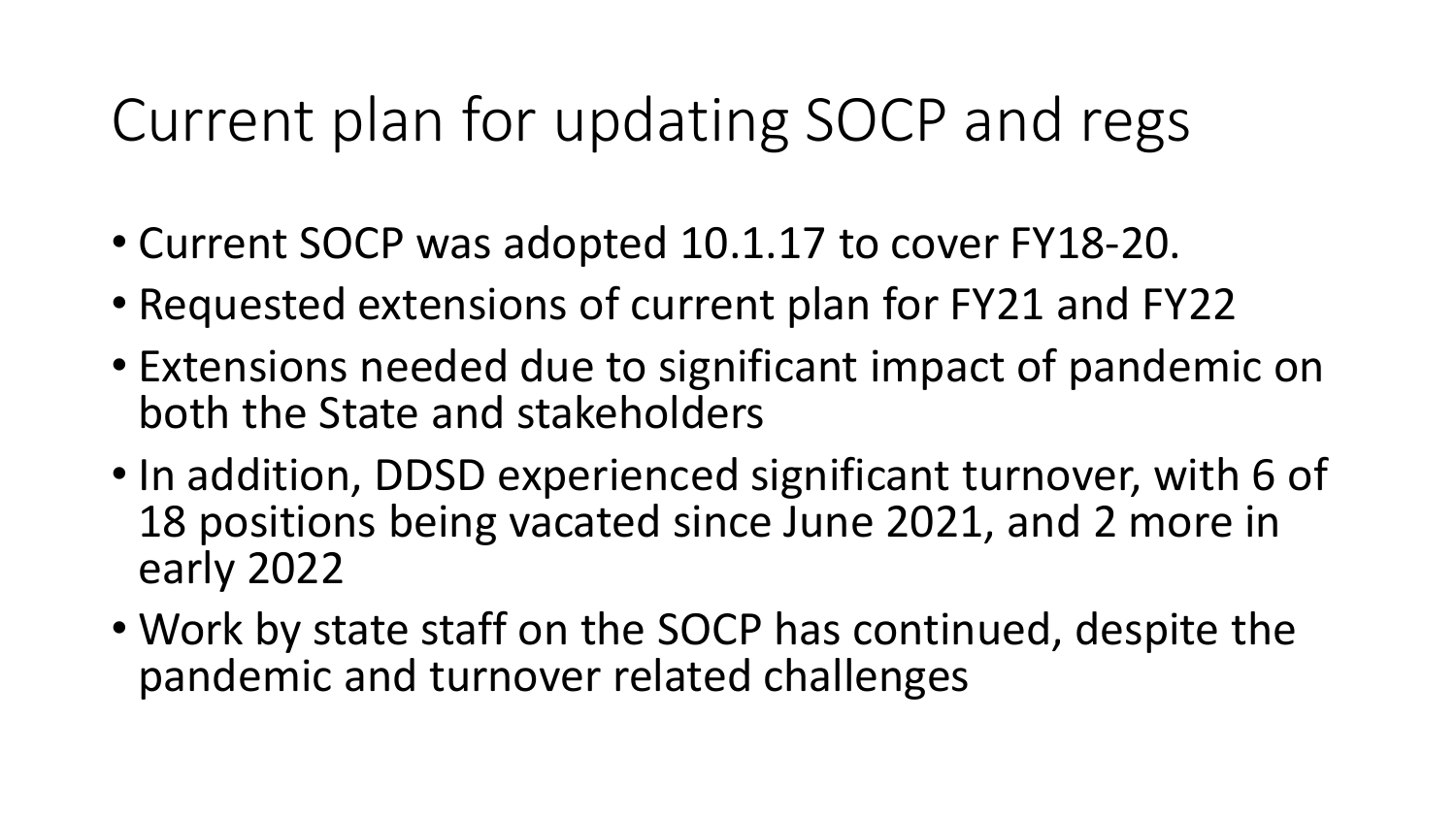# Current plan for updating SOCP and regs

- Current SOCP was adopted 10.1.17 to cover FY18-20.
- Requested extensions of current plan for FY21 and FY22
- Extensions needed due to significant impact of pandemic on both the State and stakeholders
- In addition, DDSD experienced significant turnover, with 6 of 18 positions being vacated since June 2021, and 2 more in early 2022
- Work by state staff on the SOCP has continued, despite the pandemic and turnover related challenges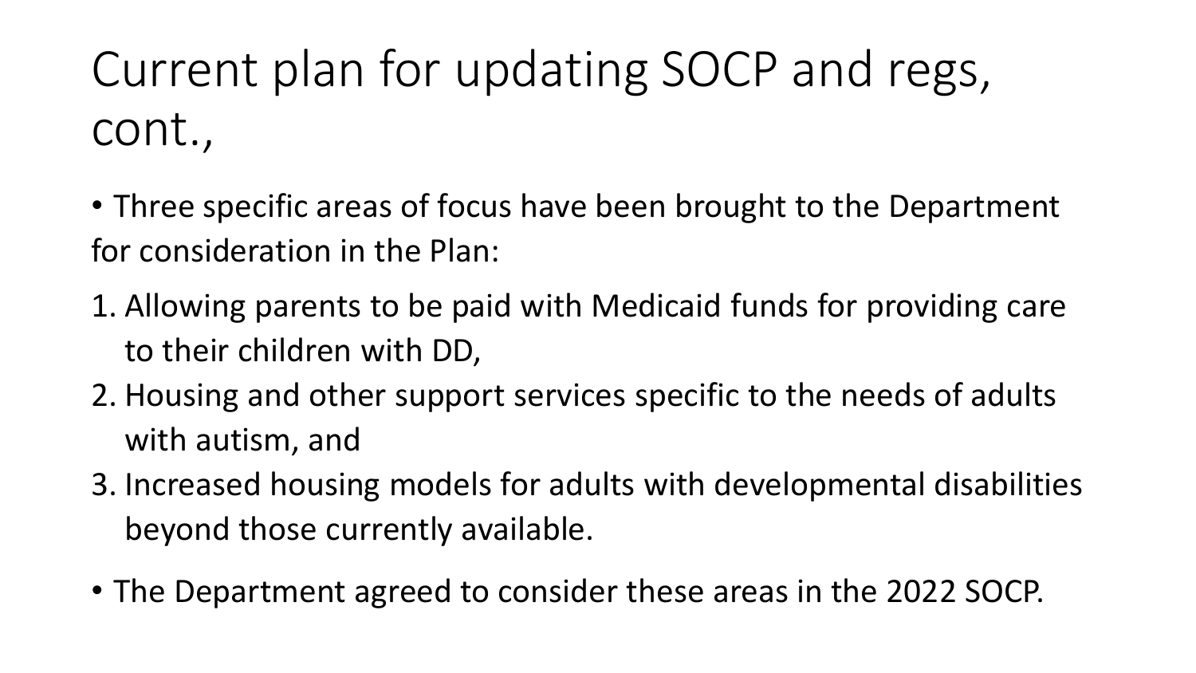# Current plan for updating SOCP and regs, cont.,

- Three specific areas of focus have been brought to the Department for consideration in the Plan:

1. Allowing parents to be paid with Medicaid funds for providing care to their children with DD,
2. Housing and other support services specific to the needs of adults with autism, and
3. Increased housing models for adults with developmental disabilities beyond those currently available.

- The Department agreed to consider these areas in the 2022 SOCP.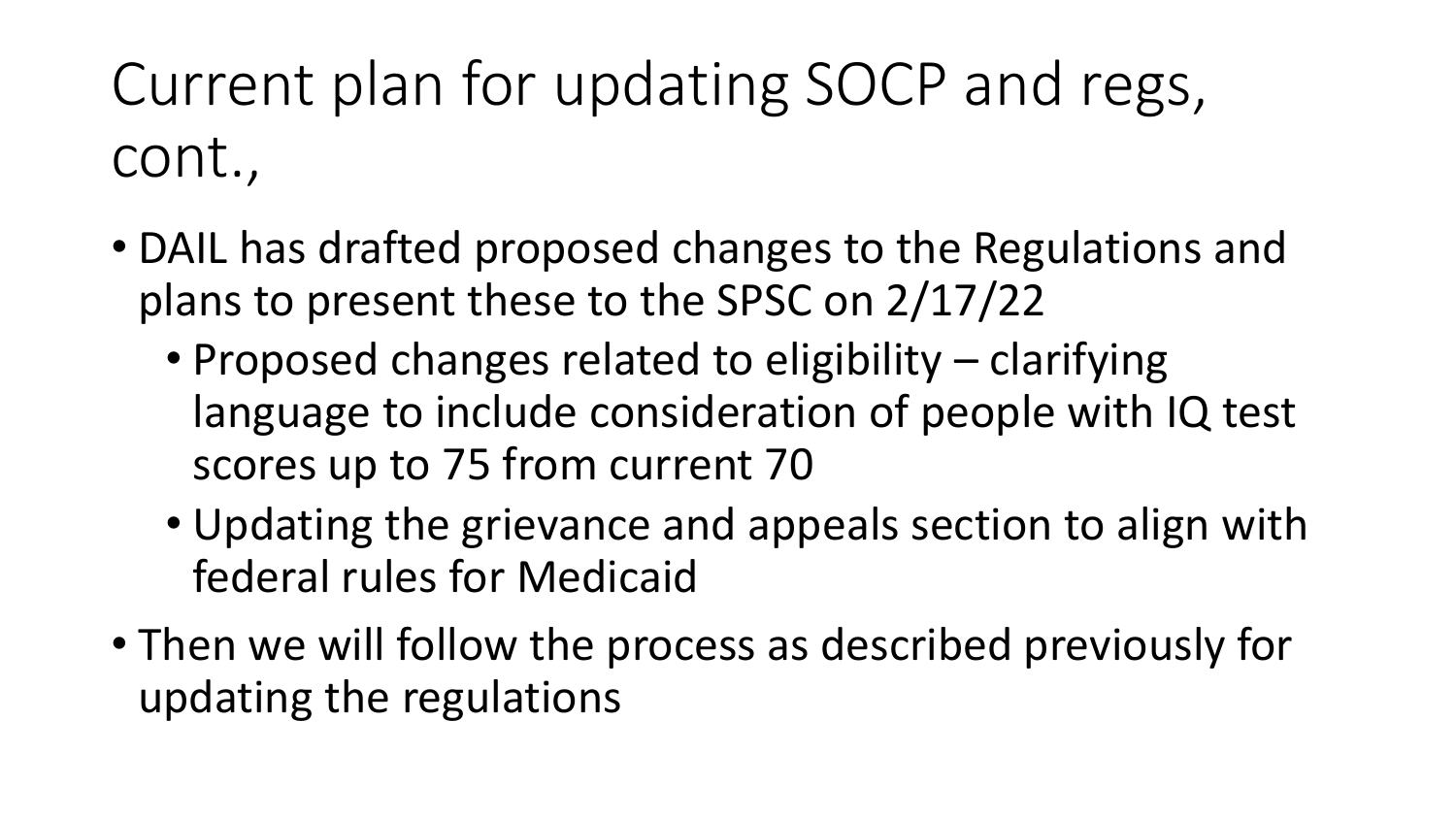# Current plan for updating SOCP and regs, cont.,

- DAIL has drafted proposed changes to the Regulations and plans to present these to the SPSC on 2/17/22
  - Proposed changes related to eligibility – clarifying language to include consideration of people with IQ test scores up to 75 from current 70
  - Updating the grievance and appeals section to align with federal rules for Medicaid
- Then we will follow the process as described previously for updating the regulations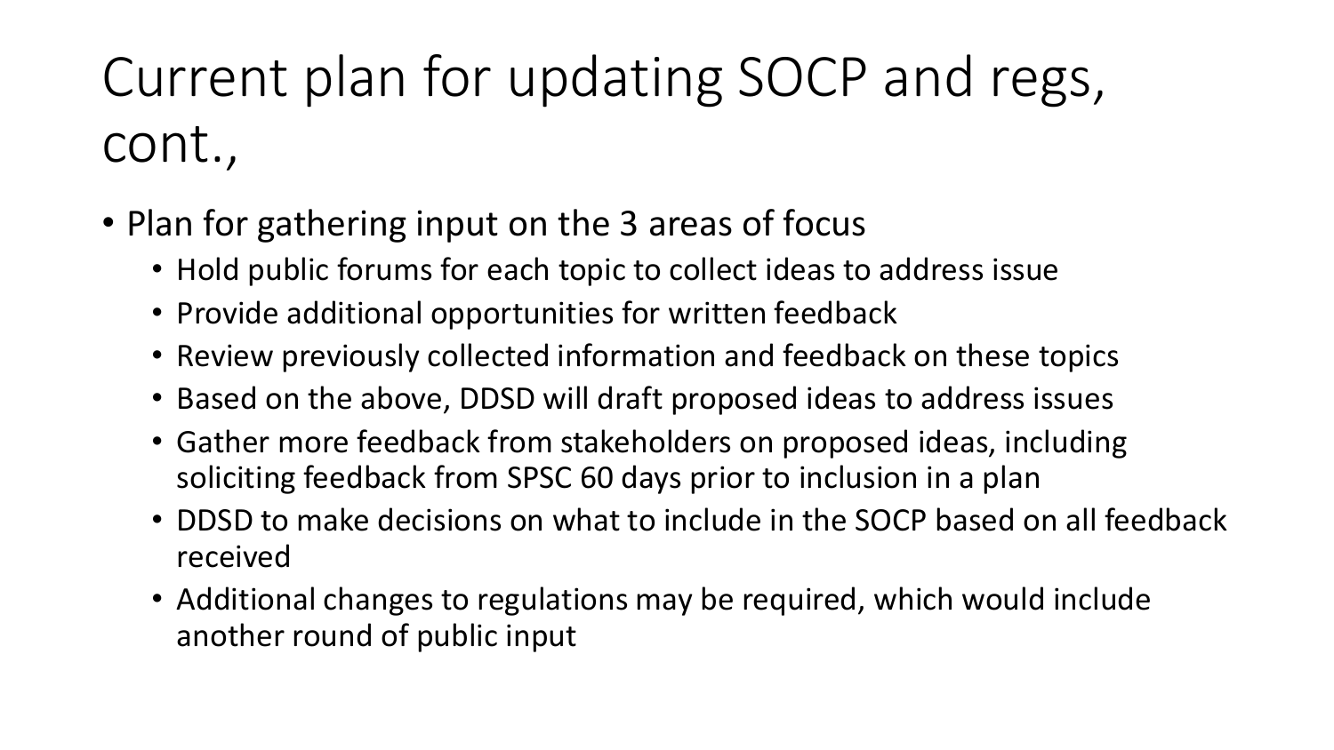# Current plan for updating SOCP and regs, cont.,

- Plan for gathering input on the 3 areas of focus
  - Hold public forums for each topic to collect ideas to address issue
  - Provide additional opportunities for written feedback
  - Review previously collected information and feedback on these topics
  - Based on the above, DDSD will draft proposed ideas to address issues
  - Gather more feedback from stakeholders on proposed ideas, including soliciting feedback from SPSC 60 days prior to inclusion in a plan
  - DDSD to make decisions on what to include in the SOCP based on all feedback received
  - Additional changes to regulations may be required, which would include another round of public input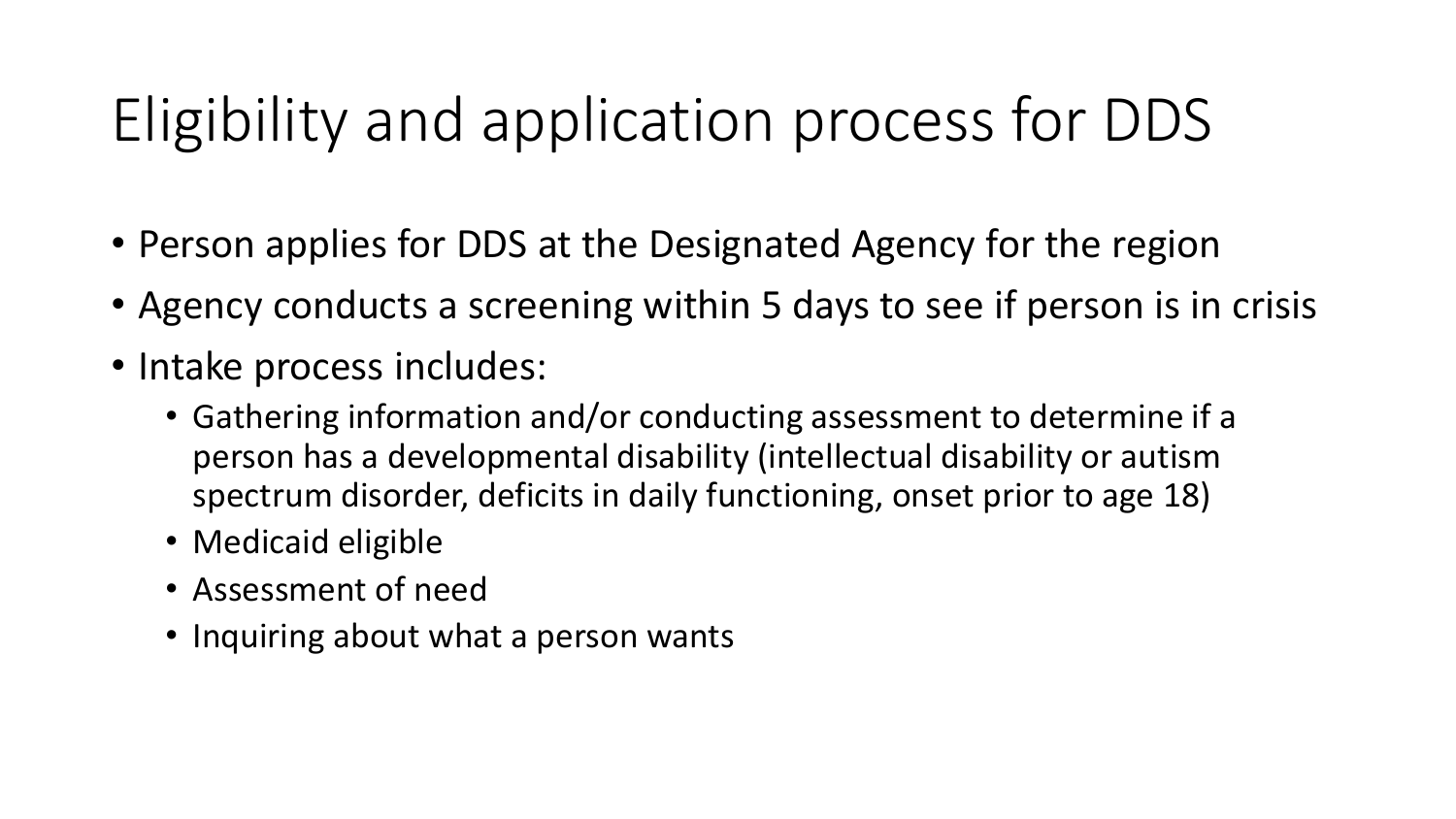# Eligibility and application process for DDS

- Person applies for DDS at the Designated Agency for the region
- Agency conducts a screening within 5 days to see if person is in crisis
- Intake process includes:
  - Gathering information and/or conducting assessment to determine if a person has a developmental disability (intellectual disability or autism spectrum disorder, deficits in daily functioning, onset prior to age 18)
  - Medicaid eligible
  - Assessment of need
  - Inquiring about what a person wants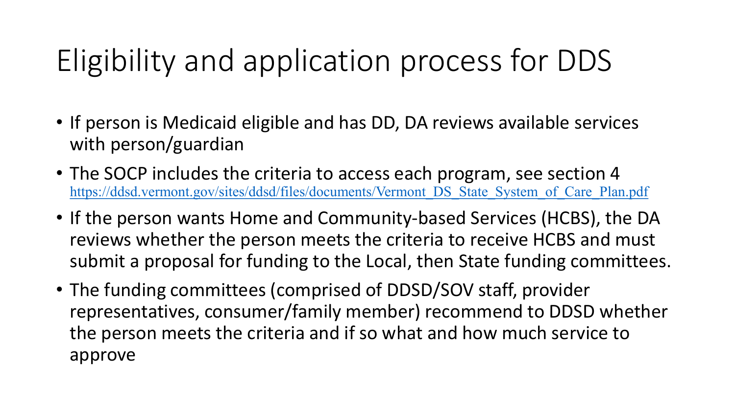# Eligibility and application process for DDS

- If person is Medicaid eligible and has DD, DA reviews available services with person/guardian
- The SOCP includes the criteria to access each program, see section 4 https://ddsd.vermont.gov/sites/ddsd/files/documents/Vermont_DS_State_System_of_Care_Plan.pdf
- If the person wants Home and Community-based Services (HCBS), the DA reviews whether the person meets the criteria to receive HCBS and must submit a proposal for funding to the Local, then State funding committees.
- The funding committees (comprised of DDSD/SOV staff, provider representatives, consumer/family member) recommend to DDSD whether the person meets the criteria and if so what and how much service to approve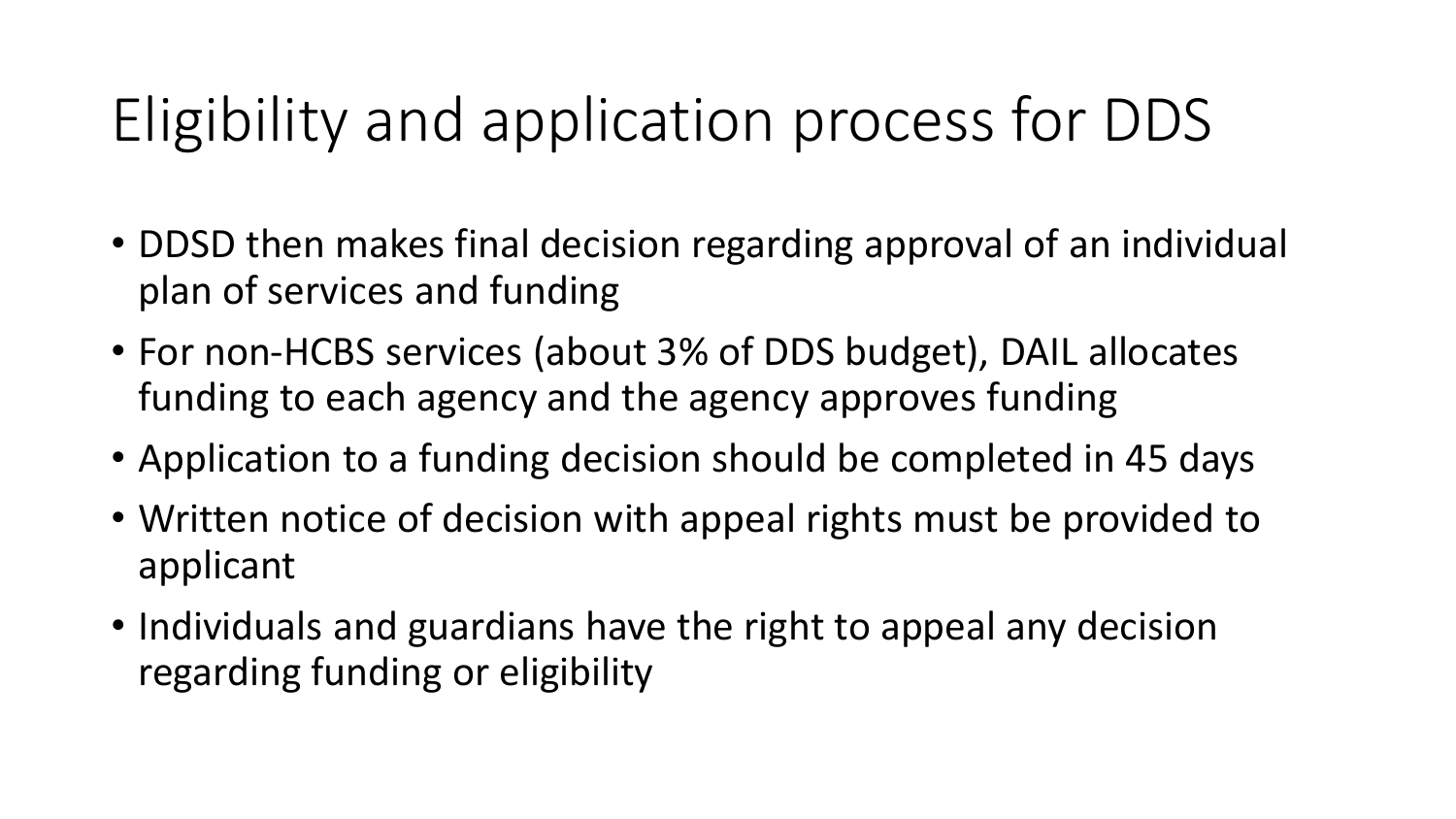# Eligibility and application process for DDS

- DDSD then makes final decision regarding approval of an individual plan of services and funding
- For non-HCBS services (about 3% of DDS budget), DAIL allocates funding to each agency and the agency approves funding
- Application to a funding decision should be completed in 45 days
- Written notice of decision with appeal rights must be provided to applicant
- Individuals and guardians have the right to appeal any decision regarding funding or eligibility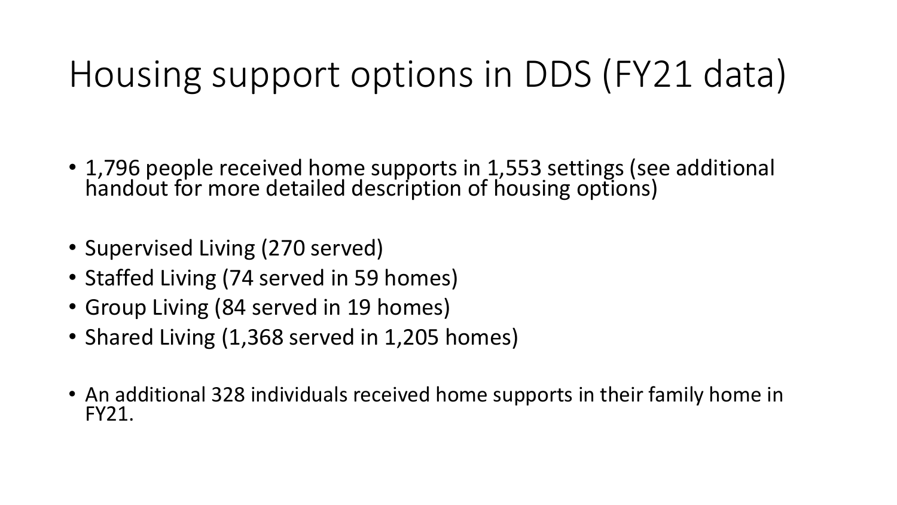# Housing support options in DDS (FY21 data)

- 1,796 people received home supports in 1,553 settings (see additional handout for more detailed description of housing options)

- Supervised Living (270 served)
- Staffed Living (74 served in 59 homes)
- Group Living (84 served in 19 homes)
- Shared Living (1,368 served in 1,205 homes)

- An additional 328 individuals received home supports in their family home in FY21.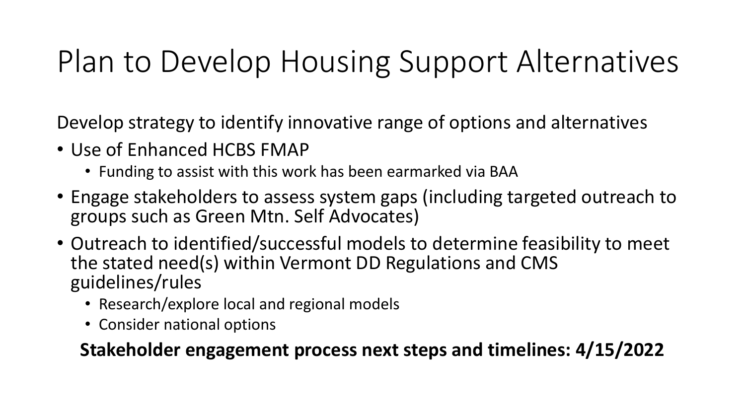# Plan to Develop Housing Support Alternatives

Develop strategy to identify innovative range of options and alternatives

- Use of Enhanced HCBS FMAP
  - Funding to assist with this work has been earmarked via BAA
- Engage stakeholders to assess system gaps (including targeted outreach to groups such as Green Mtn. Self Advocates)
- Outreach to identified/successful models to determine feasibility to meet the stated need(s) within Vermont DD Regulations and CMS guidelines/rules
  - Research/explore local and regional models
  - Consider national options

**Stakeholder engagement process next steps and timelines: 4/15/2022**